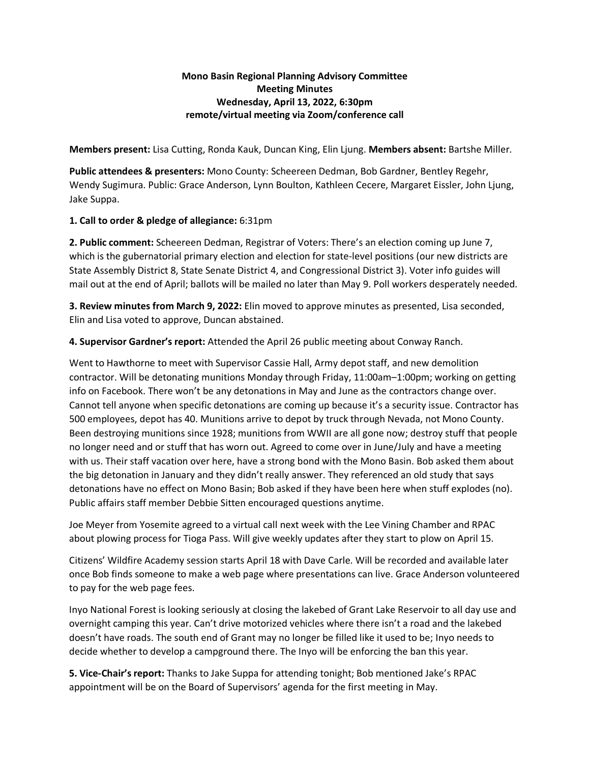**Mono Basin Regional Planning Advisory Committee**
**Meeting Minutes**
**Wednesday, April 13, 2022, 6:30pm**
**remote/virtual meeting via Zoom/conference call**

**Members present:** Lisa Cutting, Ronda Kauk, Duncan King, Elin Ljung. **Members absent:** Bartshe Miller.

**Public attendees & presenters:** Mono County: Scheereen Dedman, Bob Gardner, Bentley Regehr, Wendy Sugimura. Public: Grace Anderson, Lynn Boulton, Kathleen Cecere, Margaret Eissler, John Ljung, Jake Suppa.

**1. Call to order & pledge of allegiance:** 6:31pm

**2. Public comment:** Scheereen Dedman, Registrar of Voters: There's an election coming up June 7, which is the gubernatorial primary election and election for state-level positions (our new districts are State Assembly District 8, State Senate District 4, and Congressional District 3). Voter info guides will mail out at the end of April; ballots will be mailed no later than May 9. Poll workers desperately needed.

**3. Review minutes from March 9, 2022:** Elin moved to approve minutes as presented, Lisa seconded, Elin and Lisa voted to approve, Duncan abstained.

**4. Supervisor Gardner's report:** Attended the April 26 public meeting about Conway Ranch.

Went to Hawthorne to meet with Supervisor Cassie Hall, Army depot staff, and new demolition contractor. Will be detonating munitions Monday through Friday, 11:00am–1:00pm; working on getting info on Facebook. There won't be any detonations in May and June as the contractors change over. Cannot tell anyone when specific detonations are coming up because it's a security issue. Contractor has 500 employees, depot has 40. Munitions arrive to depot by truck through Nevada, not Mono County. Been destroying munitions since 1928; munitions from WWII are all gone now; destroy stuff that people no longer need and or stuff that has worn out. Agreed to come over in June/July and have a meeting with us. Their staff vacation over here, have a strong bond with the Mono Basin. Bob asked them about the big detonation in January and they didn't really answer. They referenced an old study that says detonations have no effect on Mono Basin; Bob asked if they have been here when stuff explodes (no). Public affairs staff member Debbie Sitten encouraged questions anytime.

Joe Meyer from Yosemite agreed to a virtual call next week with the Lee Vining Chamber and RPAC about plowing process for Tioga Pass. Will give weekly updates after they start to plow on April 15.

Citizens' Wildfire Academy session starts April 18 with Dave Carle. Will be recorded and available later once Bob finds someone to make a web page where presentations can live. Grace Anderson volunteered to pay for the web page fees.

Inyo National Forest is looking seriously at closing the lakebed of Grant Lake Reservoir to all day use and overnight camping this year. Can't drive motorized vehicles where there isn't a road and the lakebed doesn't have roads. The south end of Grant may no longer be filled like it used to be; Inyo needs to decide whether to develop a campground there. The Inyo will be enforcing the ban this year.

**5. Vice-Chair's report:** Thanks to Jake Suppa for attending tonight; Bob mentioned Jake's RPAC appointment will be on the Board of Supervisors' agenda for the first meeting in May.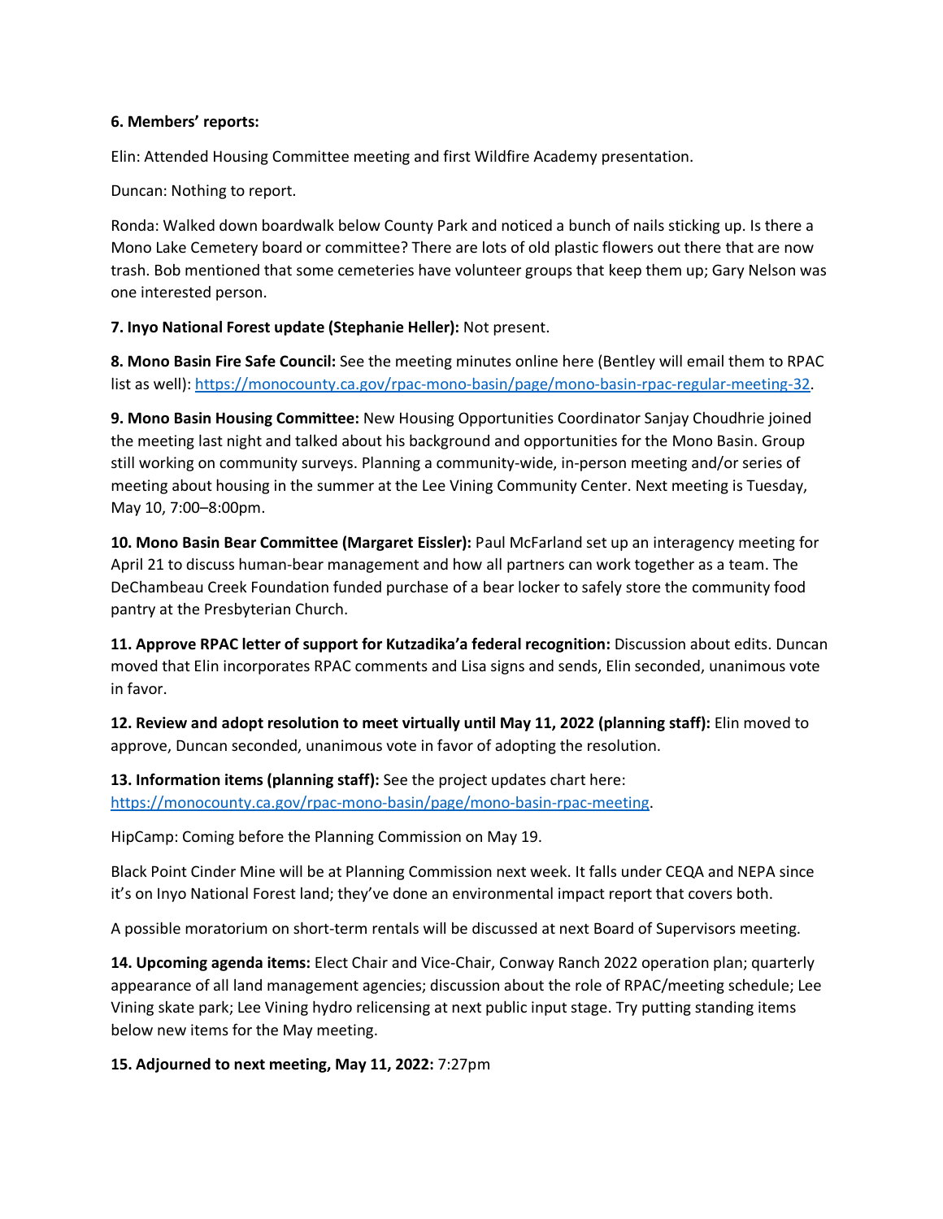**6. Members' reports:**

Elin: Attended Housing Committee meeting and first Wildfire Academy presentation.

Duncan: Nothing to report.

Ronda: Walked down boardwalk below County Park and noticed a bunch of nails sticking up. Is there a Mono Lake Cemetery board or committee? There are lots of old plastic flowers out there that are now trash. Bob mentioned that some cemeteries have volunteer groups that keep them up; Gary Nelson was one interested person.

**7. Inyo National Forest update (Stephanie Heller):** Not present.

**8. Mono Basin Fire Safe Council:** See the meeting minutes online here (Bentley will email them to RPAC list as well): https://monocounty.ca.gov/rpac-mono-basin/page/mono-basin-rpac-regular-meeting-32.

**9. Mono Basin Housing Committee:** New Housing Opportunities Coordinator Sanjay Choudhrie joined the meeting last night and talked about his background and opportunities for the Mono Basin. Group still working on community surveys. Planning a community-wide, in-person meeting and/or series of meeting about housing in the summer at the Lee Vining Community Center. Next meeting is Tuesday, May 10, 7:00–8:00pm.

**10. Mono Basin Bear Committee (Margaret Eissler):** Paul McFarland set up an interagency meeting for April 21 to discuss human-bear management and how all partners can work together as a team. The DeChambeau Creek Foundation funded purchase of a bear locker to safely store the community food pantry at the Presbyterian Church.

**11. Approve RPAC letter of support for Kutzadika'a federal recognition:** Discussion about edits. Duncan moved that Elin incorporates RPAC comments and Lisa signs and sends, Elin seconded, unanimous vote in favor.

**12. Review and adopt resolution to meet virtually until May 11, 2022 (planning staff):** Elin moved to approve, Duncan seconded, unanimous vote in favor of adopting the resolution.

**13. Information items (planning staff):** See the project updates chart here: https://monocounty.ca.gov/rpac-mono-basin/page/mono-basin-rpac-meeting.

HipCamp: Coming before the Planning Commission on May 19.

Black Point Cinder Mine will be at Planning Commission next week. It falls under CEQA and NEPA since it's on Inyo National Forest land; they've done an environmental impact report that covers both.

A possible moratorium on short-term rentals will be discussed at next Board of Supervisors meeting.

**14. Upcoming agenda items:** Elect Chair and Vice-Chair, Conway Ranch 2022 operation plan; quarterly appearance of all land management agencies; discussion about the role of RPAC/meeting schedule; Lee Vining skate park; Lee Vining hydro relicensing at next public input stage. Try putting standing items below new items for the May meeting.

**15. Adjourned to next meeting, May 11, 2022:** 7:27pm